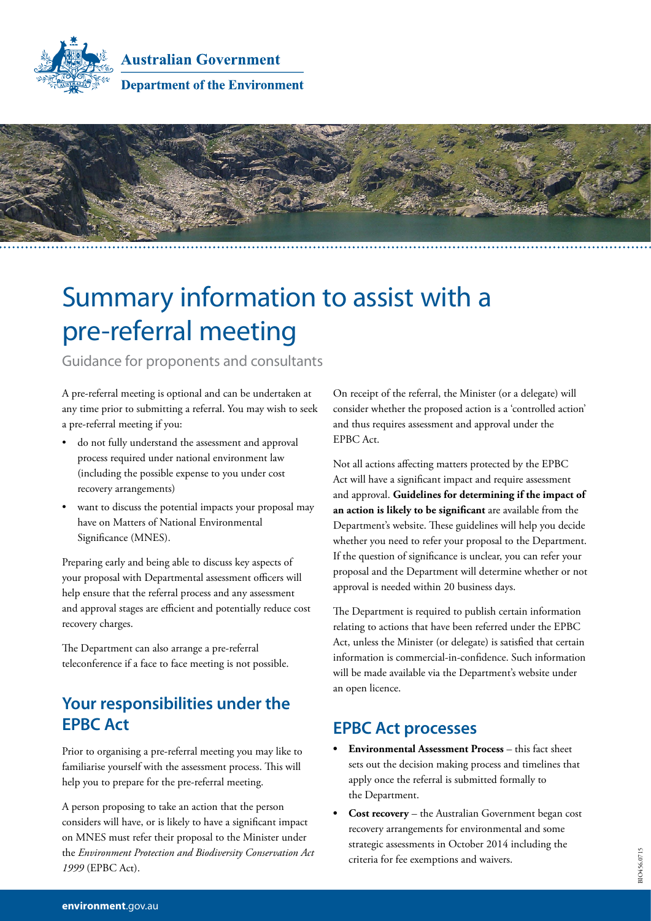Australian Government

Department of the Environment

# Summary information to assist with a pre-referral meeting

Guidance for proponents and consultants

A pre-referral meeting is optional and can be undertaken at any time prior to submitting a referral. You may wish to seek a pre-referral meeting if you:

- do not fully understand the assessment and approval process required under national environment law (including the possible expense to you under cost recovery arrangements)
- want to discuss the potential impacts your proposal may have on Matters of National Environmental Significance (MNES).

Preparing early and being able to discuss key aspects of your proposal with Departmental assessment officers will help ensure that the referral process and any assessment and approval stages are efficient and potentially reduce cost recovery charges.

The Department can also arrange a pre-referral teleconference if a face to face meeting is not possible.

## Your responsibilities under the EPBC Act

Prior to organising a pre-referral meeting you may like to familiarise yourself with the assessment process. This will help you to prepare for the pre-referral meeting.

A person proposing to take an action that the person considers will have, or is likely to have a significant impact on MNES must refer their proposal to the Minister under the *Environment Protection and Biodiversity Conservation Act 1999* (EPBC Act).

On receipt of the referral, the Minister (or a delegate) will consider whether the proposed action is a 'controlled action' and thus requires assessment and approval under the EPBC Act.

Not all actions affecting matters protected by the EPBC Act will have a significant impact and require assessment and approval. **Guidelines for determining if the impact of an action is likely to be significant** are available from the Department's website. These guidelines will help you decide whether you need to refer your proposal to the Department. If the question of significance is unclear, you can refer your proposal and the Department will determine whether or not approval is needed within 20 business days.

The Department is required to publish certain information relating to actions that have been referred under the EPBC Act, unless the Minister (or delegate) is satisfied that certain information is commercial-in-confidence. Such information will be made available via the Department's website under an open licence.

## EPBC Act processes

- **Environmental Assessment Process** – this fact sheet sets out the decision making process and timelines that apply once the referral is submitted formally to the Department.
- **Cost recovery** – the Australian Government began cost recovery arrangements for environmental and some strategic assessments in October 2014 including the criteria for fee exemptions and waivers.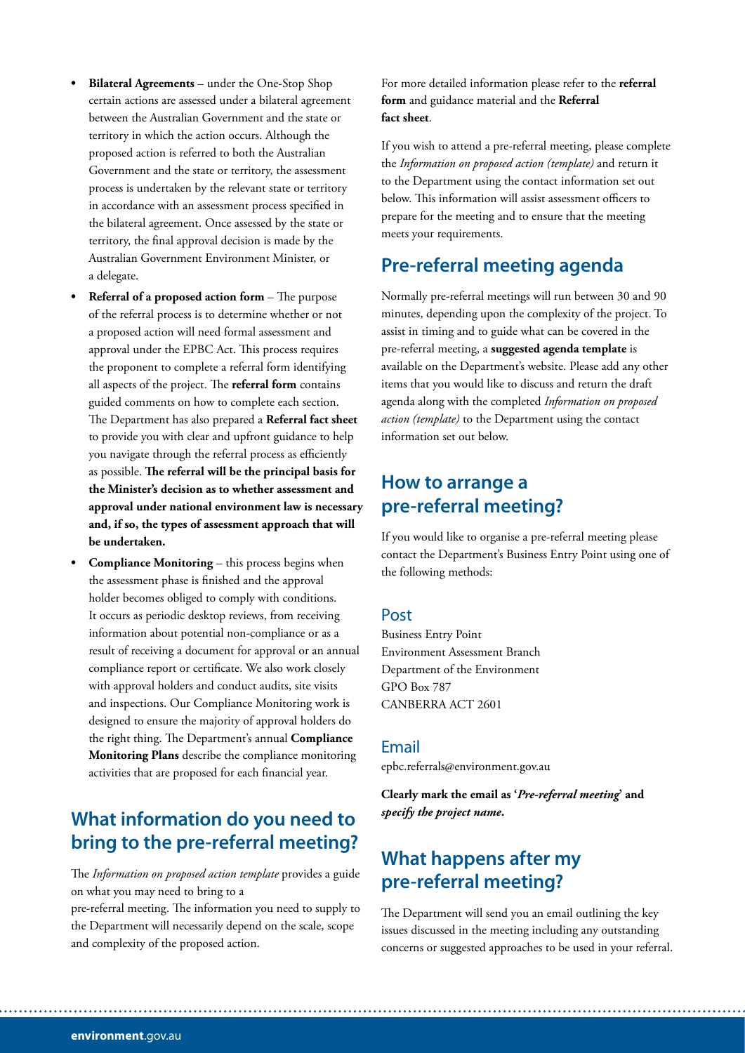- **Bilateral Agreements** – under the One-Stop Shop certain actions are assessed under a bilateral agreement between the Australian Government and the state or territory in which the action occurs. Although the proposed action is referred to both the Australian Government and the state or territory, the assessment process is undertaken by the relevant state or territory in accordance with an assessment process specified in the bilateral agreement. Once assessed by the state or territory, the final approval decision is made by the Australian Government Environment Minister, or a delegate.
- **Referral of a proposed action form** – The purpose of the referral process is to determine whether or not a proposed action will need formal assessment and approval under the EPBC Act. This process requires the proponent to complete a referral form identifying all aspects of the project. The **referral form** contains guided comments on how to complete each section. The Department has also prepared a **Referral fact sheet** to provide you with clear and upfront guidance to help you navigate through the referral process as efficiently as possible. **The referral will be the principal basis for the Minister's decision as to whether assessment and approval under national environment law is necessary and, if so, the types of assessment approach that will be undertaken.**
- **Compliance Monitoring** – this process begins when the assessment phase is finished and the approval holder becomes obliged to comply with conditions. It occurs as periodic desktop reviews, from receiving information about potential non-compliance or as a result of receiving a document for approval or an annual compliance report or certificate. We also work closely with approval holders and conduct audits, site visits and inspections. Our Compliance Monitoring work is designed to ensure the majority of approval holders do the right thing. The Department's annual **Compliance Monitoring Plans** describe the compliance monitoring activities that are proposed for each financial year.

## What information do you need to bring to the pre-referral meeting?

The *Information on proposed action template* provides a guide on what you may need to bring to a pre-referral meeting. The information you need to supply to the Department will necessarily depend on the scale, scope and complexity of the proposed action.

For more detailed information please refer to the **referral form** and guidance material and the **Referral fact sheet**.

If you wish to attend a pre-referral meeting, please complete the *Information on proposed action (template)* and return it to the Department using the contact information set out below. This information will assist assessment officers to prepare for the meeting and to ensure that the meeting meets your requirements.

## Pre-referral meeting agenda

Normally pre-referral meetings will run between 30 and 90 minutes, depending upon the complexity of the project. To assist in timing and to guide what can be covered in the pre-referral meeting, a **suggested agenda template** is available on the Department's website. Please add any other items that you would like to discuss and return the draft agenda along with the completed *Information on proposed action (template)* to the Department using the contact information set out below.

## How to arrange a pre-referral meeting?

If you would like to organise a pre-referral meeting please contact the Department's Business Entry Point using one of the following methods:

### Post

Business Entry Point
Environment Assessment Branch
Department of the Environment
GPO Box 787
CANBERRA ACT 2601

### Email

epbc.referrals@environment.gov.au

**Clearly mark the email as '*Pre-referral meeting*' and *specify the project name*.**

## What happens after my pre-referral meeting?

The Department will send you an email outlining the key issues discussed in the meeting including any outstanding concerns or suggested approaches to be used in your referral.